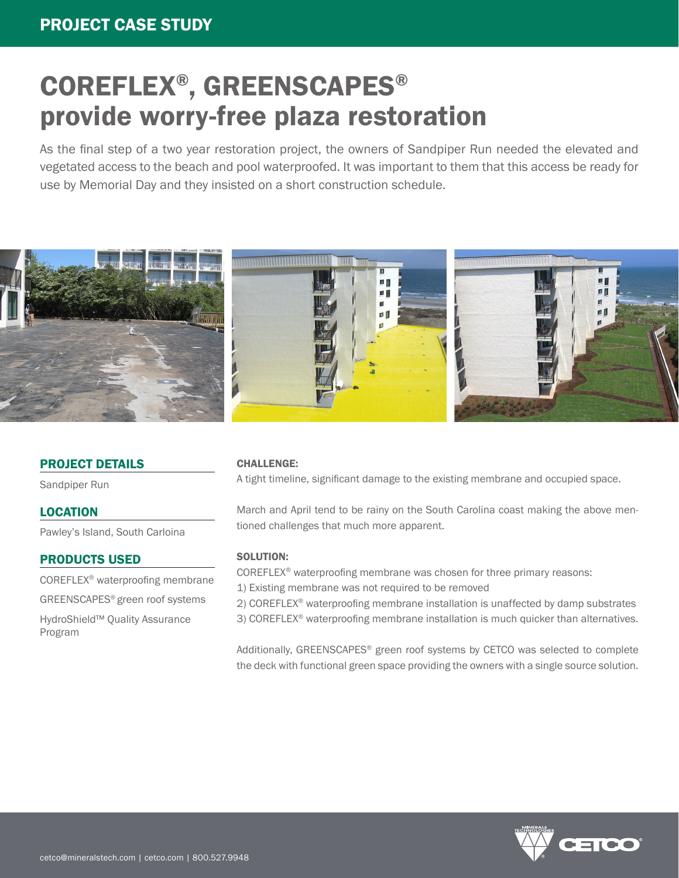# COREFLEX®, GREENSCAPES® provide worry-free plaza restoration

As the final step of a two year restoration project, the owners of Sandpiper Run needed the elevated and vegetated access to the beach and pool waterproofed. It was important to them that this access be ready for use by Memorial Day and they insisted on a short construction schedule.

## PROJECT DETAILS

Sandpiper Run

## LOCATION

Pawley's Island, South Carloina

## PRODUCTS USED

COREFLEX® waterproofing membrane

GREENSCAPES® green roof systems

HydroShield™ Quality Assurance Program

### CHALLENGE:

A tight timeline, significant damage to the existing membrane and occupied space.

March and April tend to be rainy on the South Carolina coast making the above mentioned challenges that much more apparent.

### SOLUTION:

COREFLEX® waterproofing membrane was chosen for three primary reasons:

1) Existing membrane was not required to be removed
2) COREFLEX® waterproofing membrane installation is unaffected by damp substrates
3) COREFLEX® waterproofing membrane installation is much quicker than alternatives.

Additionally, GREENSCAPES® green roof systems by CETCO was selected to complete the deck with functional green space providing the owners with a single source solution.

cetco@mineralstech.com | cetco.com | 800.527.9948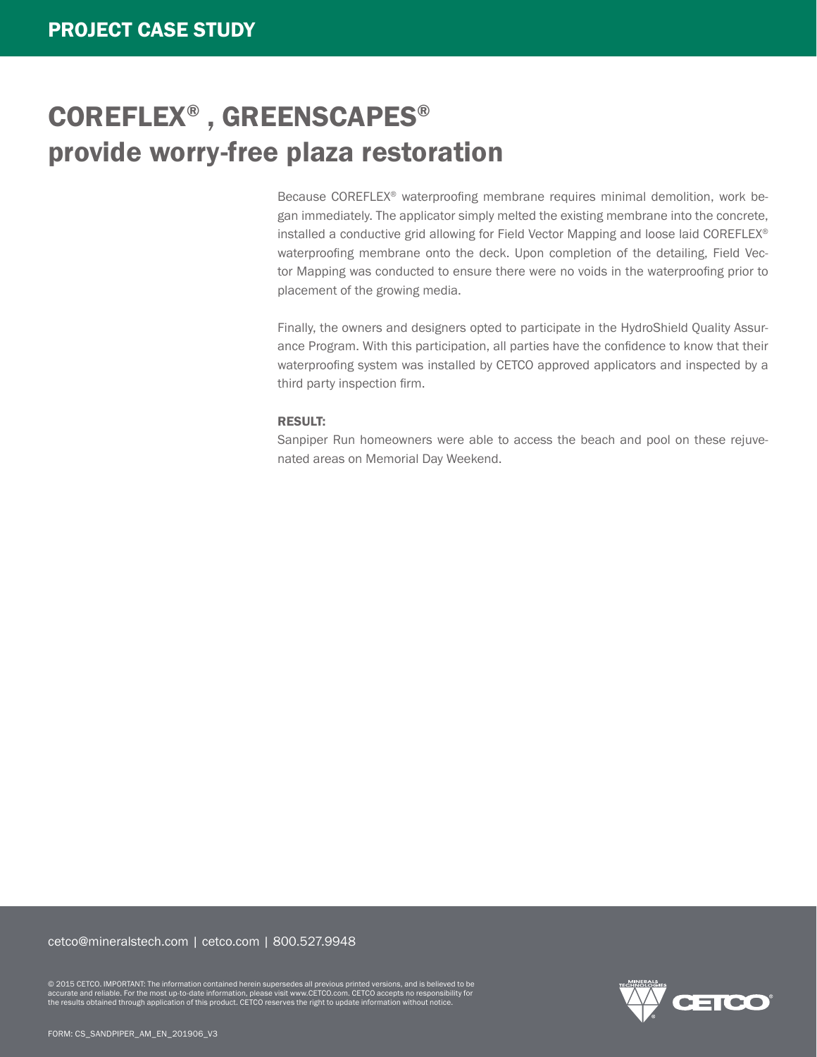# COREFLEX® , GREENSCAPES® provide worry-free plaza restoration

Because COREFLEX® waterproofing membrane requires minimal demolition, work began immediately. The applicator simply melted the existing membrane into the concrete, installed a conductive grid allowing for Field Vector Mapping and loose laid COREFLEX® waterproofing membrane onto the deck. Upon completion of the detailing, Field Vector Mapping was conducted to ensure there were no voids in the waterproofing prior to placement of the growing media.

Finally, the owners and designers opted to participate in the HydroShield Quality Assurance Program. With this participation, all parties have the confidence to know that their waterproofing system was installed by CETCO approved applicators and inspected by a third party inspection firm.

**RESULT:**

Sanpiper Run homeowners were able to access the beach and pool on these rejuvenated areas on Memorial Day Weekend.

cetco@mineralstech.com | cetco.com | 800.527.9948

© 2015 CETCO. IMPORTANT: The information contained herein supersedes all previous printed versions, and is believed to be accurate and reliable. For the most up-to-date information, please visit www.CETCO.com. CETCO accepts no responsibility for the results obtained through application of this product. CETCO reserves the right to update information without notice.

FORM: CS_SANDPIPER_AM_EN_201906_V3